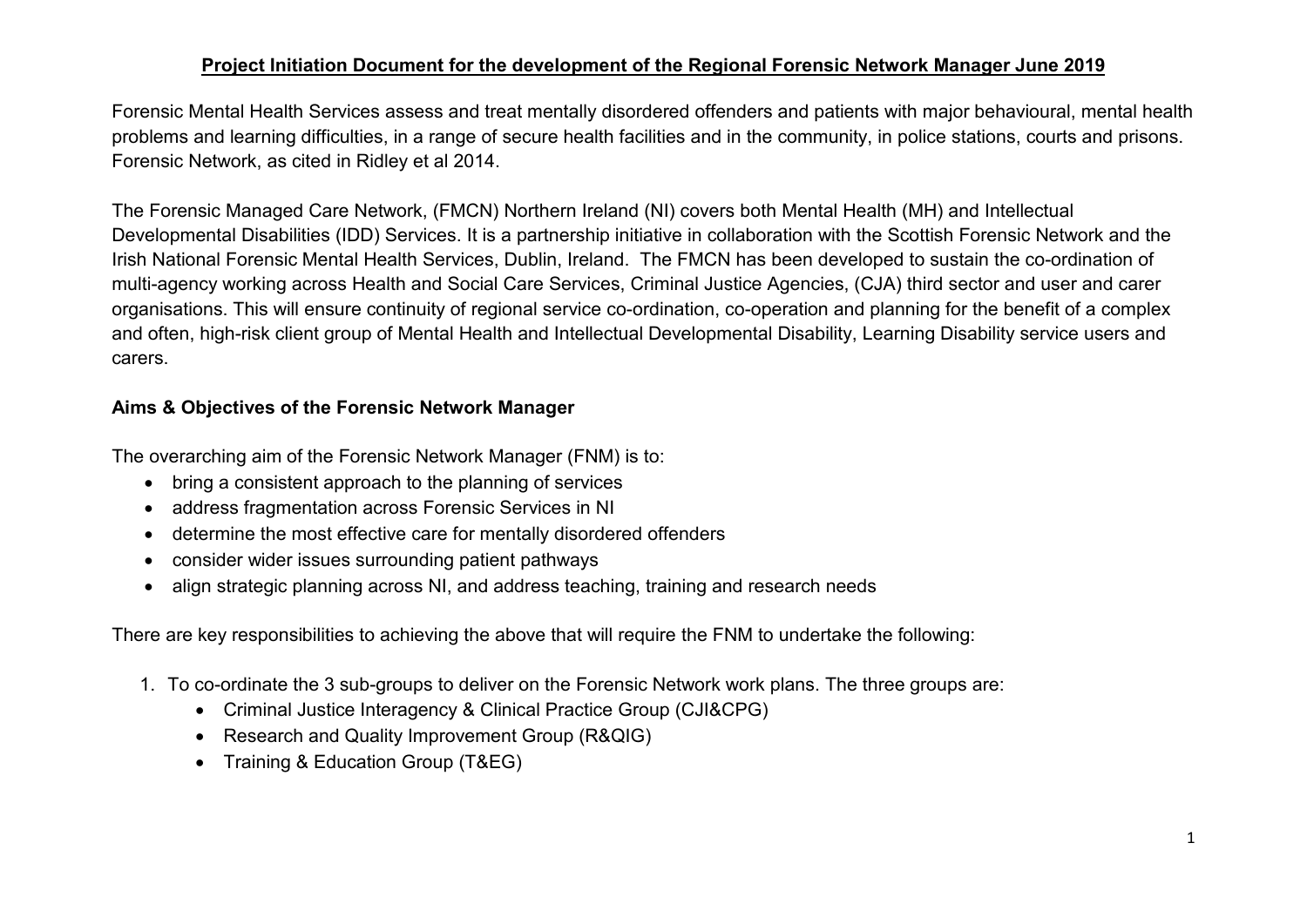# **Project Initiation Document for the development of the Regional Forensic Network Manager June 2019**

Forensic Mental Health Services assess and treat mentally disordered offenders and patients with major behavioural, mental health problems and learning difficulties, in a range of secure health facilities and in the community, in police stations, courts and prisons. Forensic Network, as cited in Ridley et al 2014.

The Forensic Managed Care Network, (FMCN) Northern Ireland (NI) covers both Mental Health (MH) and Intellectual Developmental Disabilities (IDD) Services. It is a partnership initiative in collaboration with the Scottish Forensic Network and the Irish National Forensic Mental Health Services, Dublin, Ireland. The FMCN has been developed to sustain the co-ordination of multi-agency working across Health and Social Care Services, Criminal Justice Agencies, (CJA) third sector and user and carer organisations. This will ensure continuity of regional service co-ordination, co-operation and planning for the benefit of a complex and often, high-risk client group of Mental Health and Intellectual Developmental Disability, Learning Disability service users and carers.

## **Aims & Objectives of the Forensic Network Manager**

The overarching aim of the Forensic Network Manager (FNM) is to:

- bring a consistent approach to the planning of services
- address fragmentation across Forensic Services in NI
- determine the most effective care for mentally disordered offenders
- consider wider issues surrounding patient pathways
- align strategic planning across NI, and address teaching, training and research needs

There are key responsibilities to achieving the above that will require the FNM to undertake the following:

1. To co-ordinate the 3 sub-groups to deliver on the Forensic Network work plans. The three groups are:
   - Criminal Justice Interagency & Clinical Practice Group (CJI&CPG)
   - Research and Quality Improvement Group (R&QIG)
   - Training & Education Group (T&EG)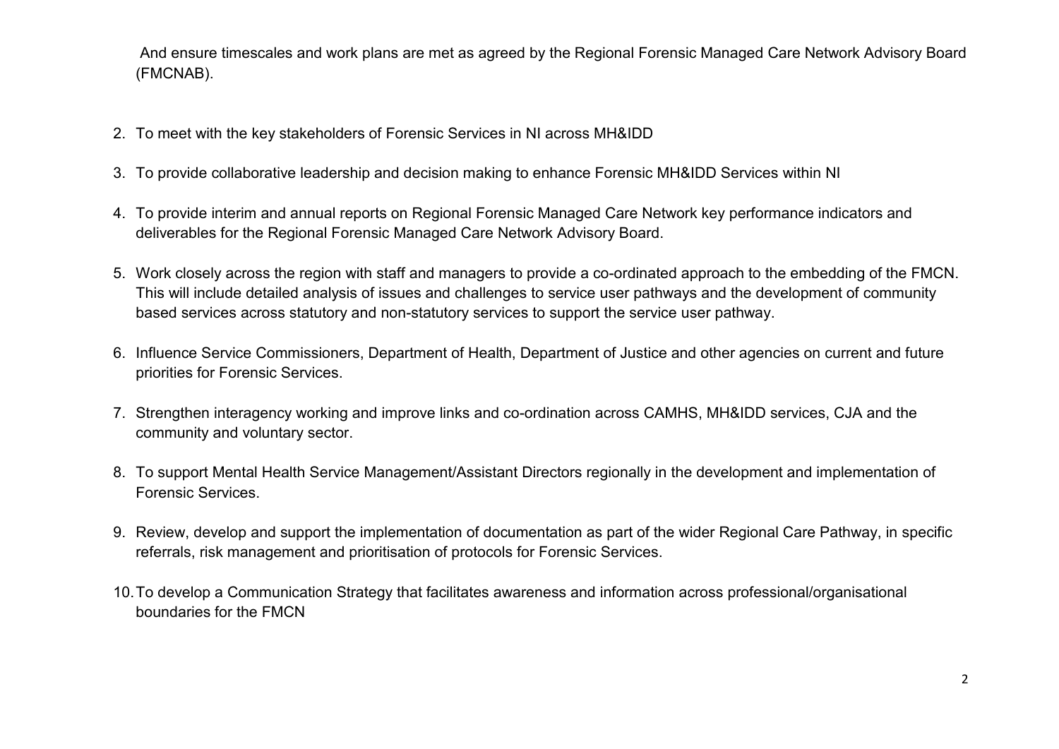And ensure timescales and work plans are met as agreed by the Regional Forensic Managed Care Network Advisory Board (FMCNAB).

2. To meet with the key stakeholders of Forensic Services in NI across MH&IDD

3. To provide collaborative leadership and decision making to enhance Forensic MH&IDD Services within NI

4. To provide interim and annual reports on Regional Forensic Managed Care Network key performance indicators and deliverables for the Regional Forensic Managed Care Network Advisory Board.

5. Work closely across the region with staff and managers to provide a co-ordinated approach to the embedding of the FMCN. This will include detailed analysis of issues and challenges to service user pathways and the development of community based services across statutory and non-statutory services to support the service user pathway.

6. Influence Service Commissioners, Department of Health, Department of Justice and other agencies on current and future priorities for Forensic Services.

7. Strengthen interagency working and improve links and co-ordination across CAMHS, MH&IDD services, CJA and the community and voluntary sector.

8. To support Mental Health Service Management/Assistant Directors regionally in the development and implementation of Forensic Services.

9. Review, develop and support the implementation of documentation as part of the wider Regional Care Pathway, in specific referrals, risk management and prioritisation of protocols for Forensic Services.

10. To develop a Communication Strategy that facilitates awareness and information across professional/organisational boundaries for the FMCN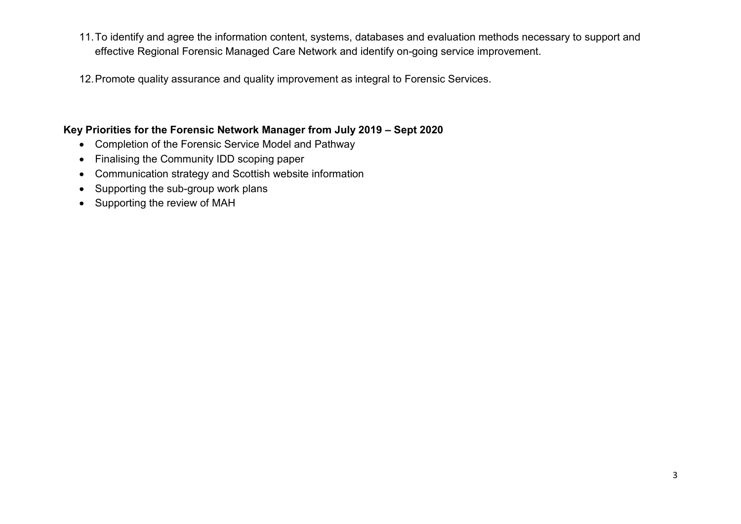11. To identify and agree the information content, systems, databases and evaluation methods necessary to support and effective Regional Forensic Managed Care Network and identify on-going service improvement.

12. Promote quality assurance and quality improvement as integral to Forensic Services.

**Key Priorities for the Forensic Network Manager from July 2019 – Sept 2020**

- Completion of the Forensic Service Model and Pathway
- Finalising the Community IDD scoping paper
- Communication strategy and Scottish website information
- Supporting the sub-group work plans
- Supporting the review of MAH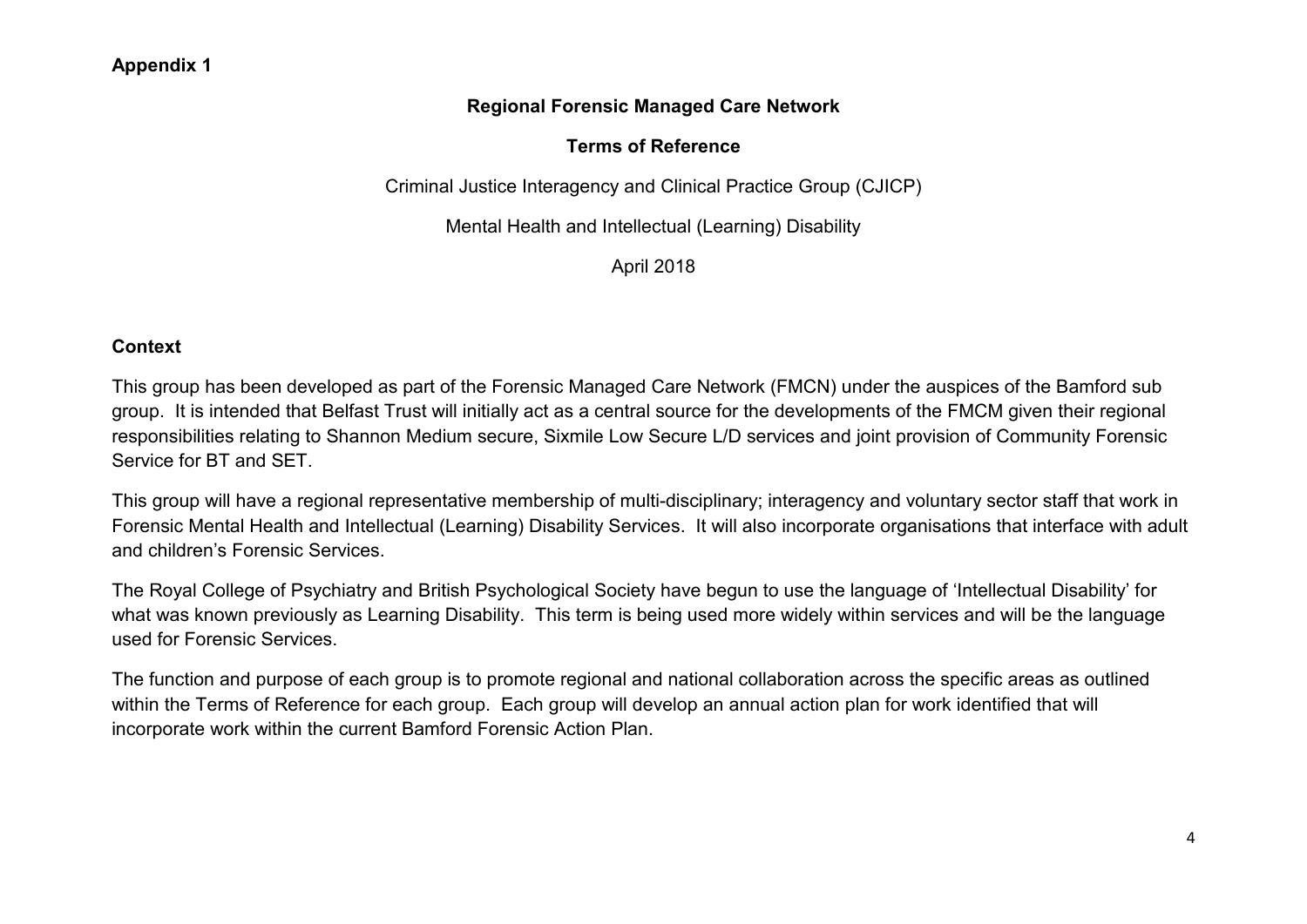**Appendix 1**

**Regional Forensic Managed Care Network**

**Terms of Reference**

Criminal Justice Interagency and Clinical Practice Group (CJICP)

Mental Health and Intellectual (Learning) Disability

April 2018

## Context

This group has been developed as part of the Forensic Managed Care Network (FMCN) under the auspices of the Bamford sub group. It is intended that Belfast Trust will initially act as a central source for the developments of the FMCM given their regional responsibilities relating to Shannon Medium secure, Sixmile Low Secure L/D services and joint provision of Community Forensic Service for BT and SET.

This group will have a regional representative membership of multi-disciplinary; interagency and voluntary sector staff that work in Forensic Mental Health and Intellectual (Learning) Disability Services. It will also incorporate organisations that interface with adult and children's Forensic Services.

The Royal College of Psychiatry and British Psychological Society have begun to use the language of 'Intellectual Disability' for what was known previously as Learning Disability. This term is being used more widely within services and will be the language used for Forensic Services.

The function and purpose of each group is to promote regional and national collaboration across the specific areas as outlined within the Terms of Reference for each group. Each group will develop an annual action plan for work identified that will incorporate work within the current Bamford Forensic Action Plan.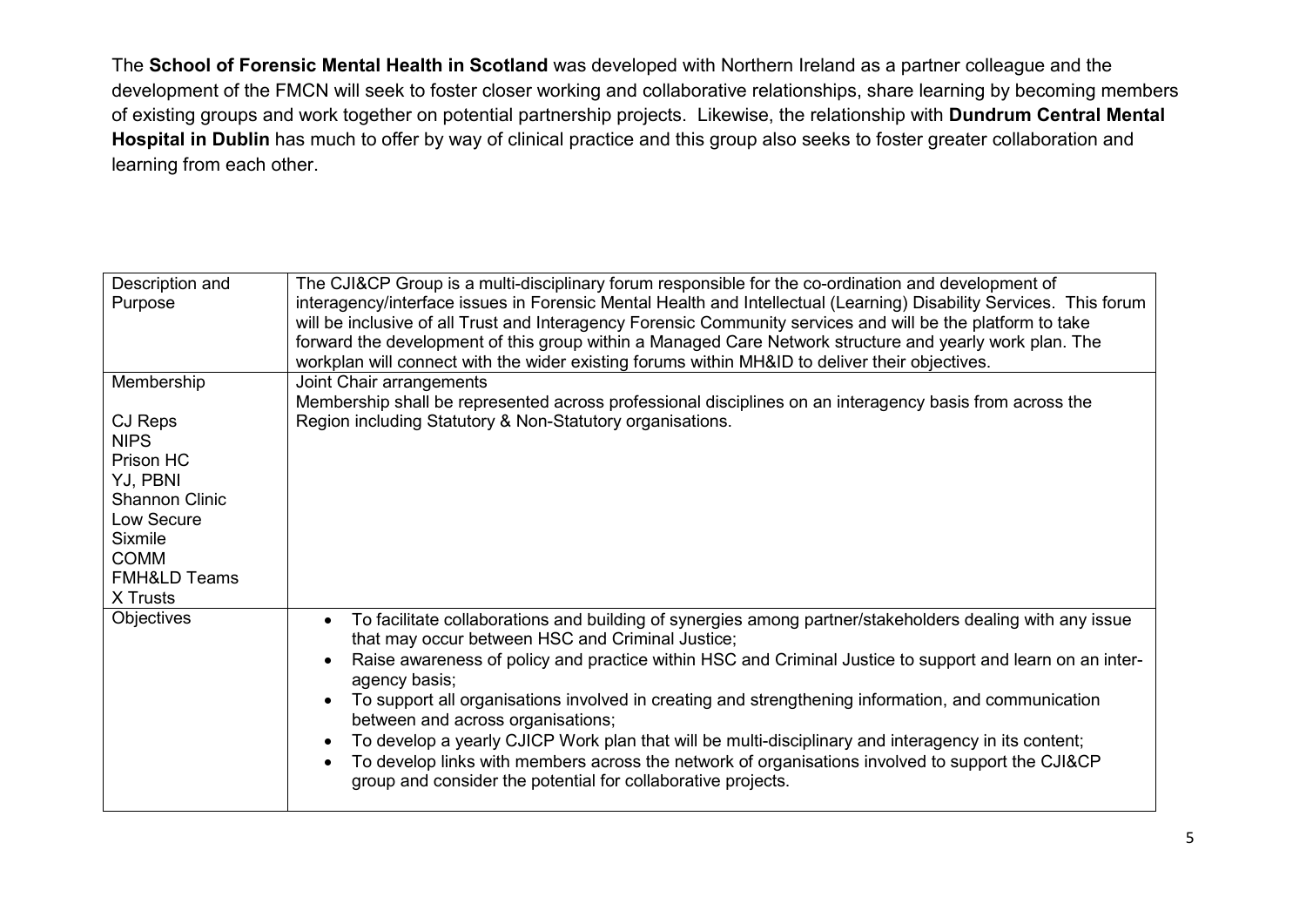The **School of Forensic Mental Health in Scotland** was developed with Northern Ireland as a partner colleague and the development of the FMCN will seek to foster closer working and collaborative relationships, share learning by becoming members of existing groups and work together on potential partnership projects. Likewise, the relationship with **Dundrum Central Mental Hospital in Dublin** has much to offer by way of clinical practice and this group also seeks to foster greater collaboration and learning from each other.

| | |
|---|---|
| Description and Purpose | The CJI&CP Group is a multi-disciplinary forum responsible for the co-ordination and development of interagency/interface issues in Forensic Mental Health and Intellectual (Learning) Disability Services. This forum will be inclusive of all Trust and Interagency Forensic Community services and will be the platform to take forward the development of this group within a Managed Care Network structure and yearly work plan. The workplan will connect with the wider existing forums within MH&ID to deliver their objectives. |
| Membership<br><br>CJ Reps<br>NIPS<br>Prison HC<br>YJ, PBNI<br>Shannon Clinic<br>Low Secure<br>Sixmile<br>COMM<br>FMH&LD Teams<br>X Trusts | Joint Chair arrangements<br>Membership shall be represented across professional disciplines on an interagency basis from across the Region including Statutory & Non-Statutory organisations. |
| Objectives | • To facilitate collaborations and building of synergies among partner/stakeholders dealing with any issue that may occur between HSC and Criminal Justice;<br>• Raise awareness of policy and practice within HSC and Criminal Justice to support and learn on an inter-agency basis;<br>• To support all organisations involved in creating and strengthening information, and communication between and across organisations;<br>• To develop a yearly CJICP Work plan that will be multi-disciplinary and interagency in its content;<br>• To develop links with members across the network of organisations involved to support the CJI&CP group and consider the potential for collaborative projects. |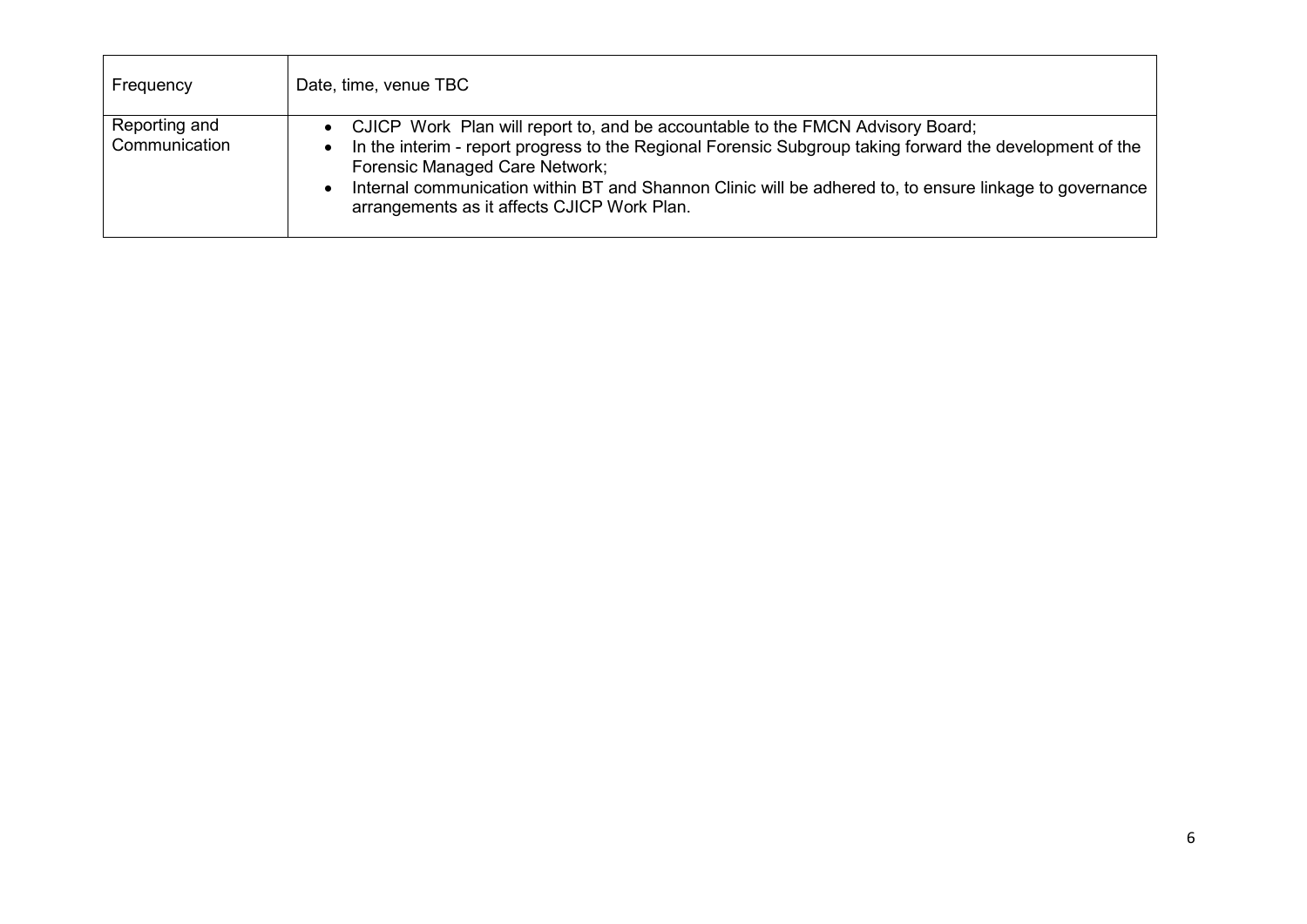| Frequency | Date, time, venue TBC |
| --- | --- |
| Reporting and Communication | • CJICP Work Plan will report to, and be accountable to the FMCN Advisory Board;<br>• In the interim - report progress to the Regional Forensic Subgroup taking forward the development of the Forensic Managed Care Network;<br>• Internal communication within BT and Shannon Clinic will be adhered to, to ensure linkage to governance arrangements as it affects CJICP Work Plan. |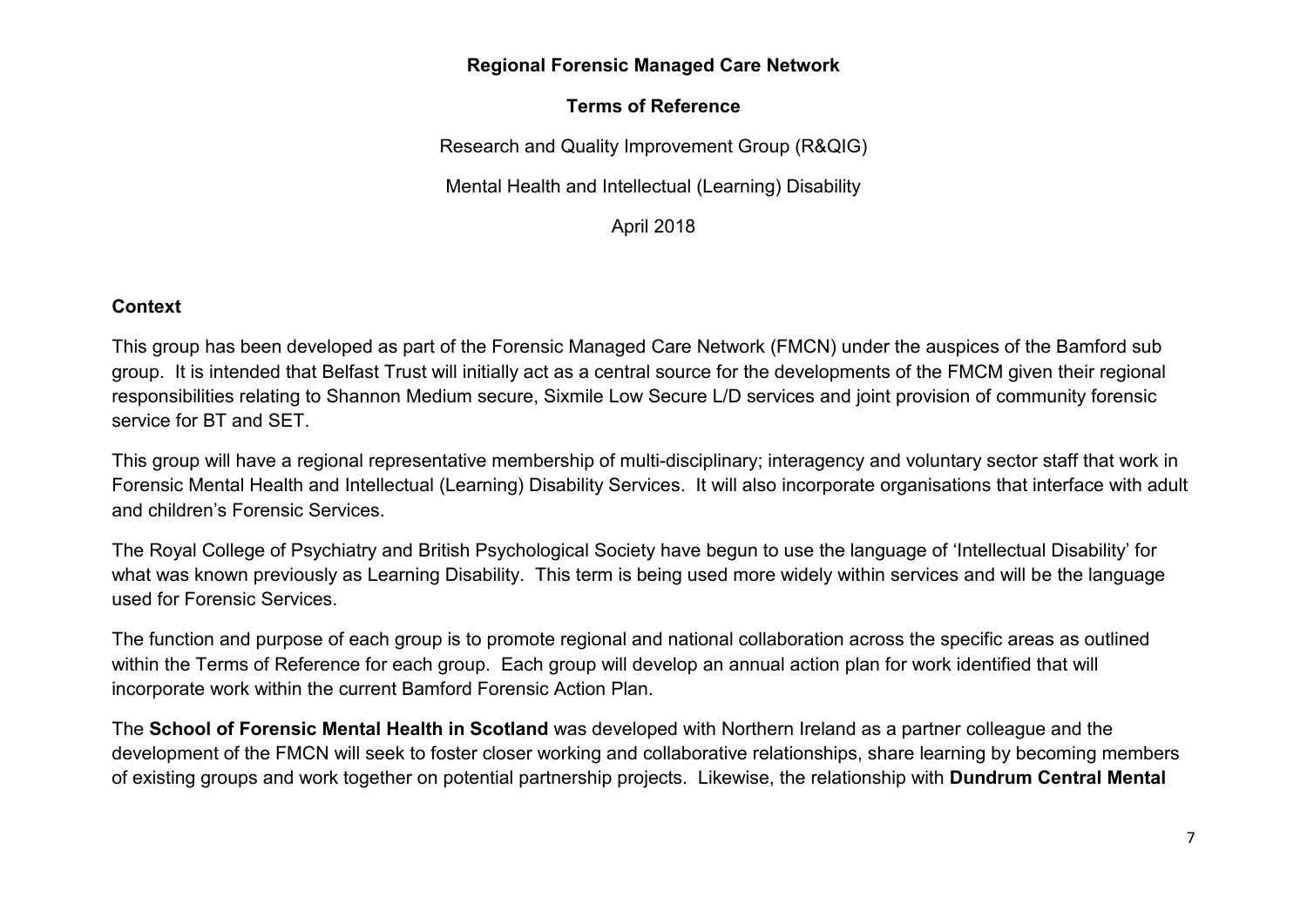**Regional Forensic Managed Care Network**

**Terms of Reference**

Research and Quality Improvement Group (R&QIG)

Mental Health and Intellectual (Learning) Disability

April 2018

## Context

This group has been developed as part of the Forensic Managed Care Network (FMCN) under the auspices of the Bamford sub group. It is intended that Belfast Trust will initially act as a central source for the developments of the FMCM given their regional responsibilities relating to Shannon Medium secure, Sixmile Low Secure L/D services and joint provision of community forensic service for BT and SET.

This group will have a regional representative membership of multi-disciplinary; interagency and voluntary sector staff that work in Forensic Mental Health and Intellectual (Learning) Disability Services. It will also incorporate organisations that interface with adult and children's Forensic Services.

The Royal College of Psychiatry and British Psychological Society have begun to use the language of 'Intellectual Disability' for what was known previously as Learning Disability. This term is being used more widely within services and will be the language used for Forensic Services.

The function and purpose of each group is to promote regional and national collaboration across the specific areas as outlined within the Terms of Reference for each group. Each group will develop an annual action plan for work identified that will incorporate work within the current Bamford Forensic Action Plan.

The **School of Forensic Mental Health in Scotland** was developed with Northern Ireland as a partner colleague and the development of the FMCN will seek to foster closer working and collaborative relationships, share learning by becoming members of existing groups and work together on potential partnership projects. Likewise, the relationship with **Dundrum Central Mental**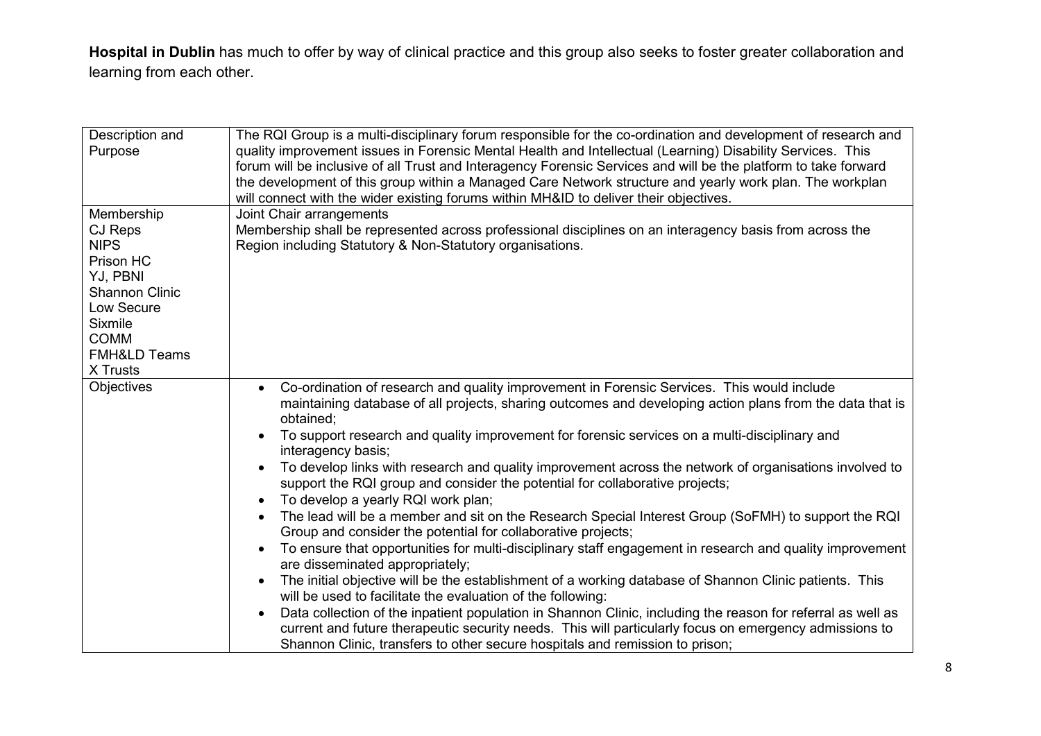**Hospital in Dublin** has much to offer by way of clinical practice and this group also seeks to foster greater collaboration and learning from each other.

| Description and Purpose | The RQI Group is a multi-disciplinary forum responsible for the co-ordination and development of research and quality improvement issues in Forensic Mental Health and Intellectual (Learning) Disability Services. This forum will be inclusive of all Trust and Interagency Forensic Services and will be the platform to take forward the development of this group within a Managed Care Network structure and yearly work plan. The workplan will connect with the wider existing forums within MH&ID to deliver their objectives. |
|---|---|
| Membership<br>CJ Reps<br>NIPS<br>Prison HC<br>YJ, PBNI<br>Shannon Clinic<br>Low Secure<br>Sixmile<br>COMM<br>FMH&LD Teams<br>X Trusts | Joint Chair arrangements<br>Membership shall be represented across professional disciplines on an interagency basis from across the Region including Statutory & Non-Statutory organisations. |
| Objectives | • Co-ordination of research and quality improvement in Forensic Services. This would include maintaining database of all projects, sharing outcomes and developing action plans from the data that is obtained;<br>• To support research and quality improvement for forensic services on a multi-disciplinary and interagency basis;<br>• To develop links with research and quality improvement across the network of organisations involved to support the RQI group and consider the potential for collaborative projects;<br>• To develop a yearly RQI work plan;<br>• The lead will be a member and sit on the Research Special Interest Group (SoFMH) to support the RQI Group and consider the potential for collaborative projects;<br>• To ensure that opportunities for multi-disciplinary staff engagement in research and quality improvement are disseminated appropriately;<br>• The initial objective will be the establishment of a working database of Shannon Clinic patients. This will be used to facilitate the evaluation of the following:<br>• Data collection of the inpatient population in Shannon Clinic, including the reason for referral as well as current and future therapeutic security needs. This will particularly focus on emergency admissions to Shannon Clinic, transfers to other secure hospitals and remission to prison; |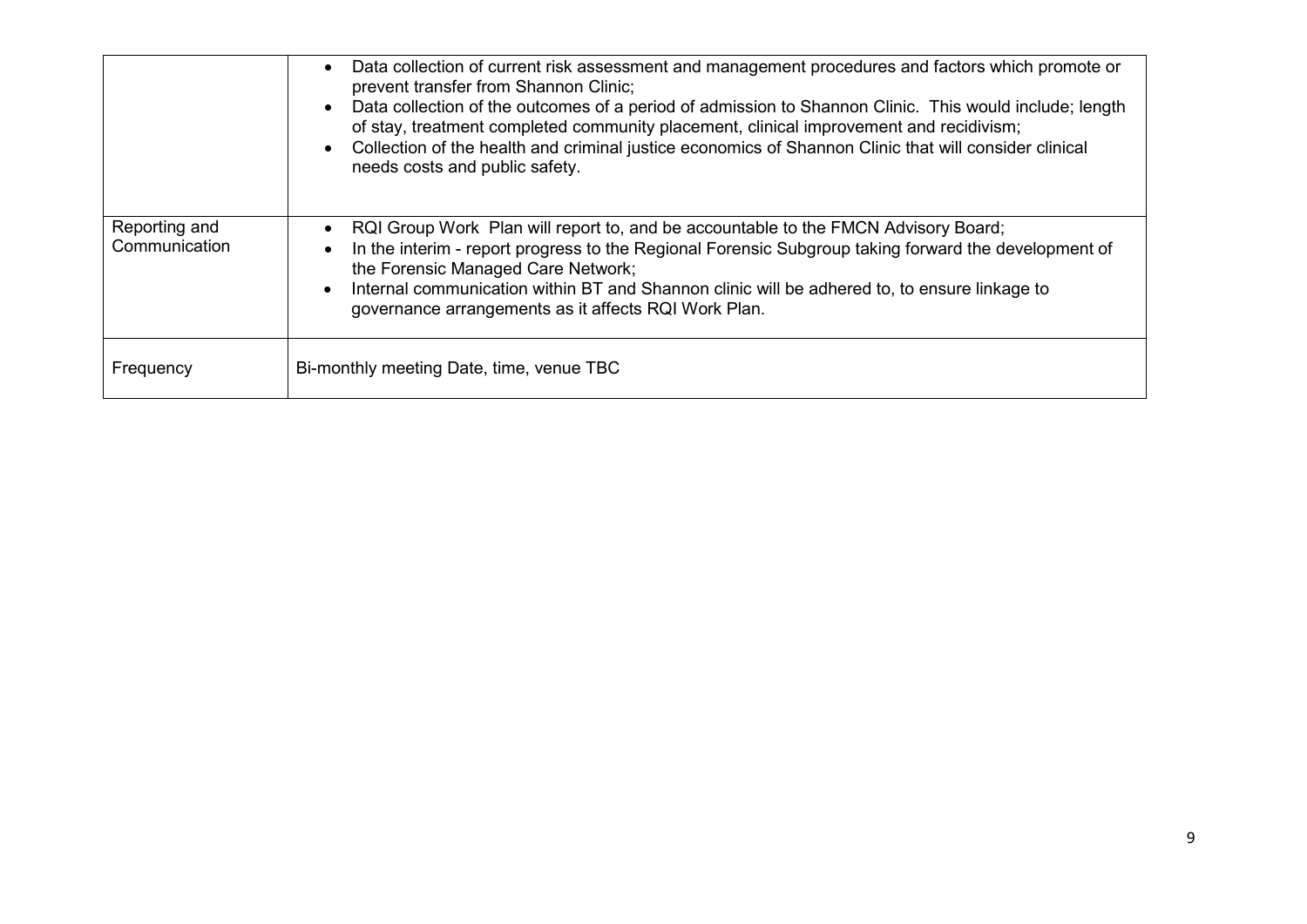| | |
|---|---|
| | <ul><li>Data collection of current risk assessment and management procedures and factors which promote or prevent transfer from Shannon Clinic;</li><li>Data collection of the outcomes of a period of admission to Shannon Clinic. This would include; length of stay, treatment completed community placement, clinical improvement and recidivism;</li><li>Collection of the health and criminal justice economics of Shannon Clinic that will consider clinical needs costs and public safety.</li></ul> |
| Reporting and Communication | <ul><li>RQI Group Work Plan will report to, and be accountable to the FMCN Advisory Board;</li><li>In the interim - report progress to the Regional Forensic Subgroup taking forward the development of the Forensic Managed Care Network;</li><li>Internal communication within BT and Shannon clinic will be adhered to, to ensure linkage to governance arrangements as it affects RQI Work Plan.</li></ul> |
| Frequency | Bi-monthly meeting Date, time, venue TBC |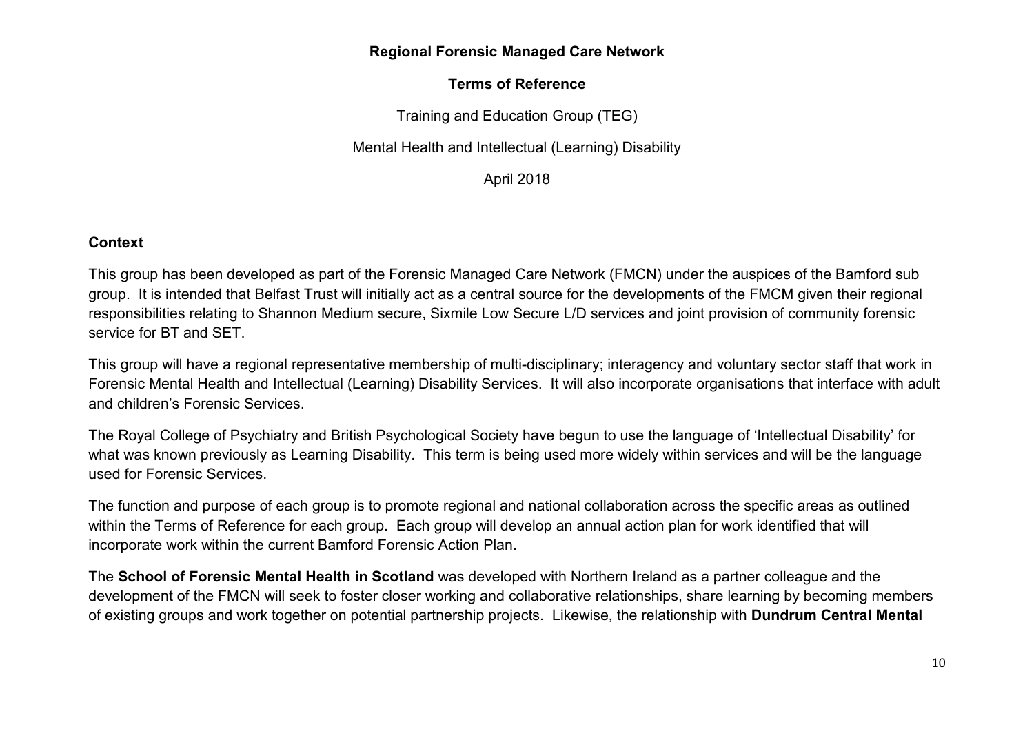**Regional Forensic Managed Care Network**

**Terms of Reference**

Training and Education Group (TEG)

Mental Health and Intellectual (Learning) Disability

April 2018

## Context

This group has been developed as part of the Forensic Managed Care Network (FMCN) under the auspices of the Bamford sub group. It is intended that Belfast Trust will initially act as a central source for the developments of the FMCM given their regional responsibilities relating to Shannon Medium secure, Sixmile Low Secure L/D services and joint provision of community forensic service for BT and SET.

This group will have a regional representative membership of multi-disciplinary; interagency and voluntary sector staff that work in Forensic Mental Health and Intellectual (Learning) Disability Services. It will also incorporate organisations that interface with adult and children's Forensic Services.

The Royal College of Psychiatry and British Psychological Society have begun to use the language of 'Intellectual Disability' for what was known previously as Learning Disability. This term is being used more widely within services and will be the language used for Forensic Services.

The function and purpose of each group is to promote regional and national collaboration across the specific areas as outlined within the Terms of Reference for each group. Each group will develop an annual action plan for work identified that will incorporate work within the current Bamford Forensic Action Plan.

The **School of Forensic Mental Health in Scotland** was developed with Northern Ireland as a partner colleague and the development of the FMCN will seek to foster closer working and collaborative relationships, share learning by becoming members of existing groups and work together on potential partnership projects. Likewise, the relationship with **Dundrum Central Mental**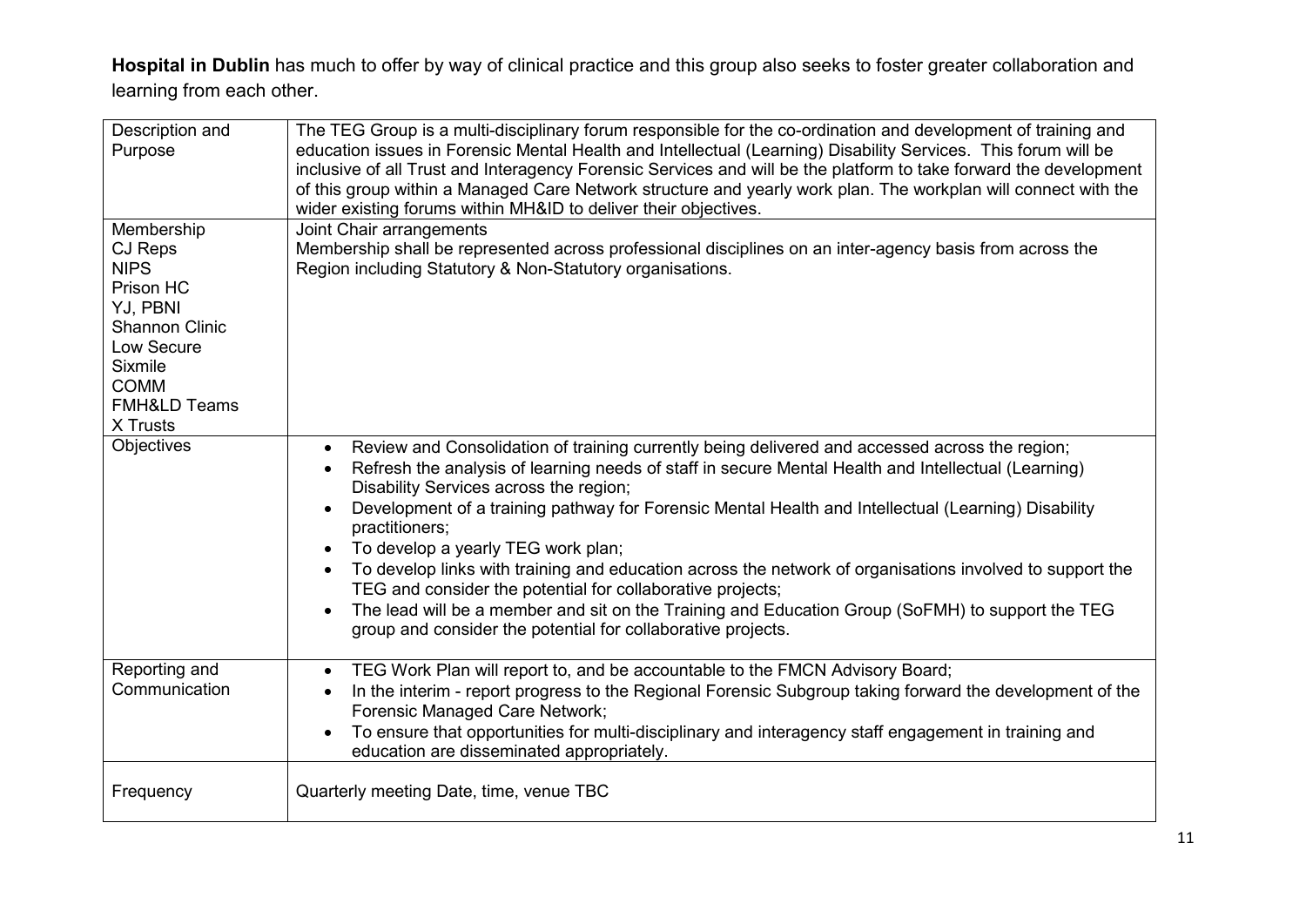**Hospital in Dublin** has much to offer by way of clinical practice and this group also seeks to foster greater collaboration and learning from each other.

| Description and Purpose | The TEG Group is a multi-disciplinary forum responsible for the co-ordination and development of training and education issues in Forensic Mental Health and Intellectual (Learning) Disability Services. This forum will be inclusive of all Trust and Interagency Forensic Services and will be the platform to take forward the development of this group within a Managed Care Network structure and yearly work plan. The workplan will connect with the wider existing forums within MH&ID to deliver their objectives. |
|---|---|
| Membership<br>CJ Reps<br>NIPS<br>Prison HC<br>YJ, PBNI<br>Shannon Clinic<br>Low Secure<br>Sixmile<br>COMM<br>FMH&LD Teams<br>X Trusts | Joint Chair arrangements<br>Membership shall be represented across professional disciplines on an inter-agency basis from across the Region including Statutory & Non-Statutory organisations. |
| Objectives | • Review and Consolidation of training currently being delivered and accessed across the region;<br>• Refresh the analysis of learning needs of staff in secure Mental Health and Intellectual (Learning) Disability Services across the region;<br>• Development of a training pathway for Forensic Mental Health and Intellectual (Learning) Disability practitioners;<br>• To develop a yearly TEG work plan;<br>• To develop links with training and education across the network of organisations involved to support the TEG and consider the potential for collaborative projects;<br>• The lead will be a member and sit on the Training and Education Group (SoFMH) to support the TEG group and consider the potential for collaborative projects. |
| Reporting and Communication | • TEG Work Plan will report to, and be accountable to the FMCN Advisory Board;<br>• In the interim - report progress to the Regional Forensic Subgroup taking forward the development of the Forensic Managed Care Network;<br>• To ensure that opportunities for multi-disciplinary and interagency staff engagement in training and education are disseminated appropriately. |
| Frequency | Quarterly meeting Date, time, venue TBC |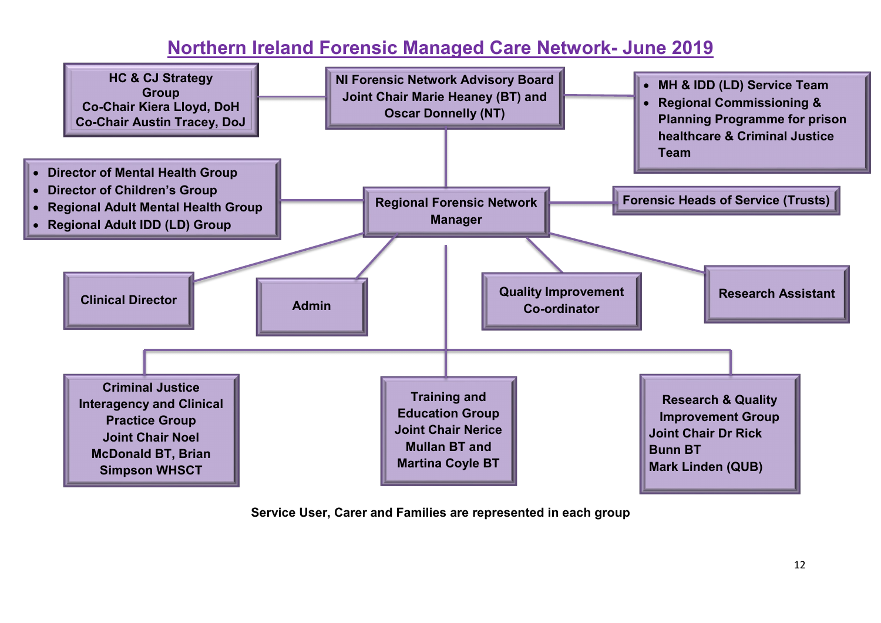# Northern Ireland Forensic Managed Care Network- June 2019

HC & CJ Strategy Group
Co-Chair Kiera Lloyd, DoH
Co-Chair Austin Tracey, DoJ

NI Forensic Network Advisory Board
Joint Chair Marie Heaney (BT) and Oscar Donnelly (NT)

- MH & IDD (LD) Service Team
- Regional Commissioning & Planning Programme for prison healthcare & Criminal Justice Team

- Director of Mental Health Group
- Director of Children's Group
- Regional Adult Mental Health Group
- Regional Adult IDD (LD) Group

Regional Forensic Network Manager

Forensic Heads of Service (Trusts)

Clinical Director

Admin

Quality Improvement Co-ordinator

Research Assistant

Criminal Justice Interagency and Clinical Practice Group
Joint Chair Noel McDonald BT, Brian Simpson WHSCT

Training and Education Group
Joint Chair Nerice Mullan BT and Martina Coyle BT

Research & Quality Improvement Group
Joint Chair Dr Rick Bunn BT
Mark Linden (QUB)

**Service User, Carer and Families are represented in each group**